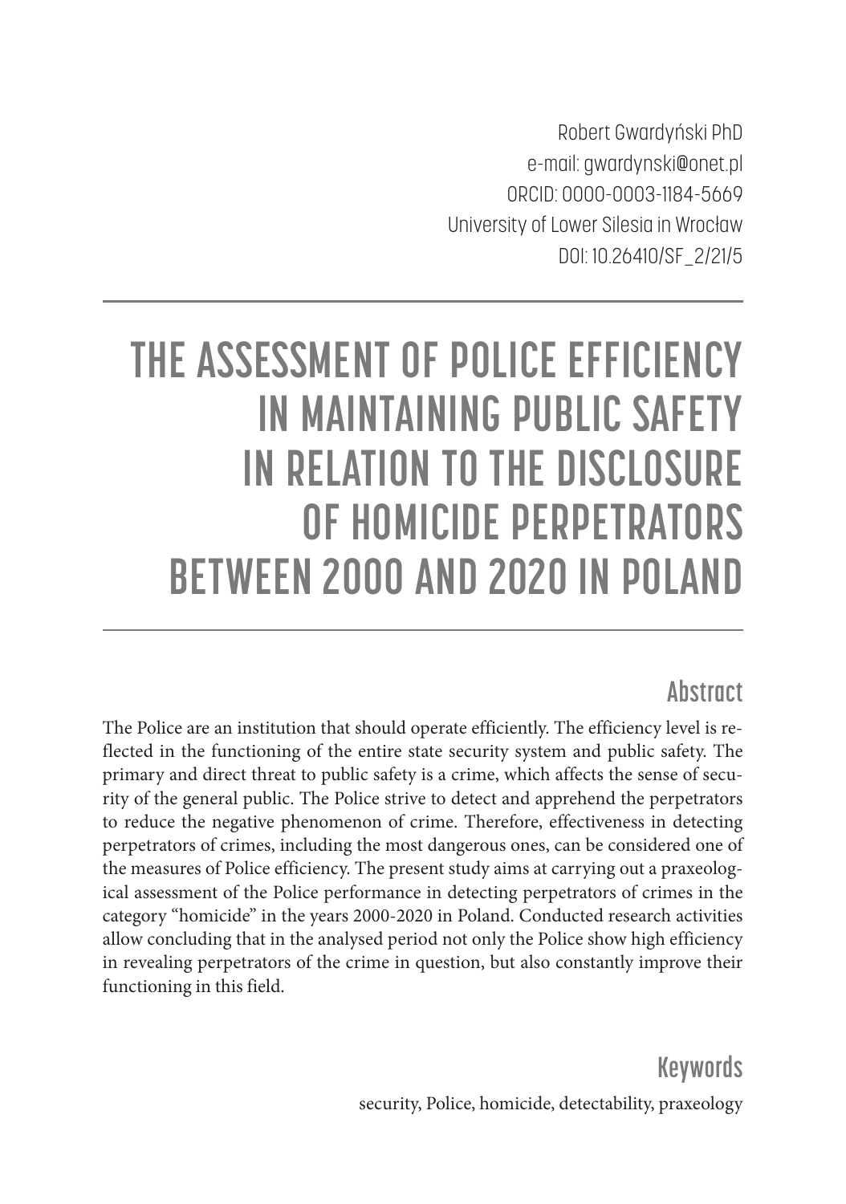Robert Gwardyński PhD
e-mail: gwardynski@onet.pl
ORCID: 0000-0003-1184-5669
University of Lower Silesia in Wrocław
DOI: 10.26410/SF_2/21/5

# THE ASSESSMENT OF POLICE EFFICIENCY IN MAINTAINING PUBLIC SAFETY IN RELATION TO THE DISCLOSURE OF HOMICIDE PERPETRATORS BETWEEN 2000 AND 2020 IN POLAND

## Abstract

The Police are an institution that should operate efficiently. The efficiency level is reflected in the functioning of the entire state security system and public safety. The primary and direct threat to public safety is a crime, which affects the sense of security of the general public. The Police strive to detect and apprehend the perpetrators to reduce the negative phenomenon of crime. Therefore, effectiveness in detecting perpetrators of crimes, including the most dangerous ones, can be considered one of the measures of Police efficiency. The present study aims at carrying out a praxeological assessment of the Police performance in detecting perpetrators of crimes in the category "homicide" in the years 2000-2020 in Poland. Conducted research activities allow concluding that in the analysed period not only the Police show high efficiency in revealing perpetrators of the crime in question, but also constantly improve their functioning in this field.

## Keywords

security, Police, homicide, detectability, praxeology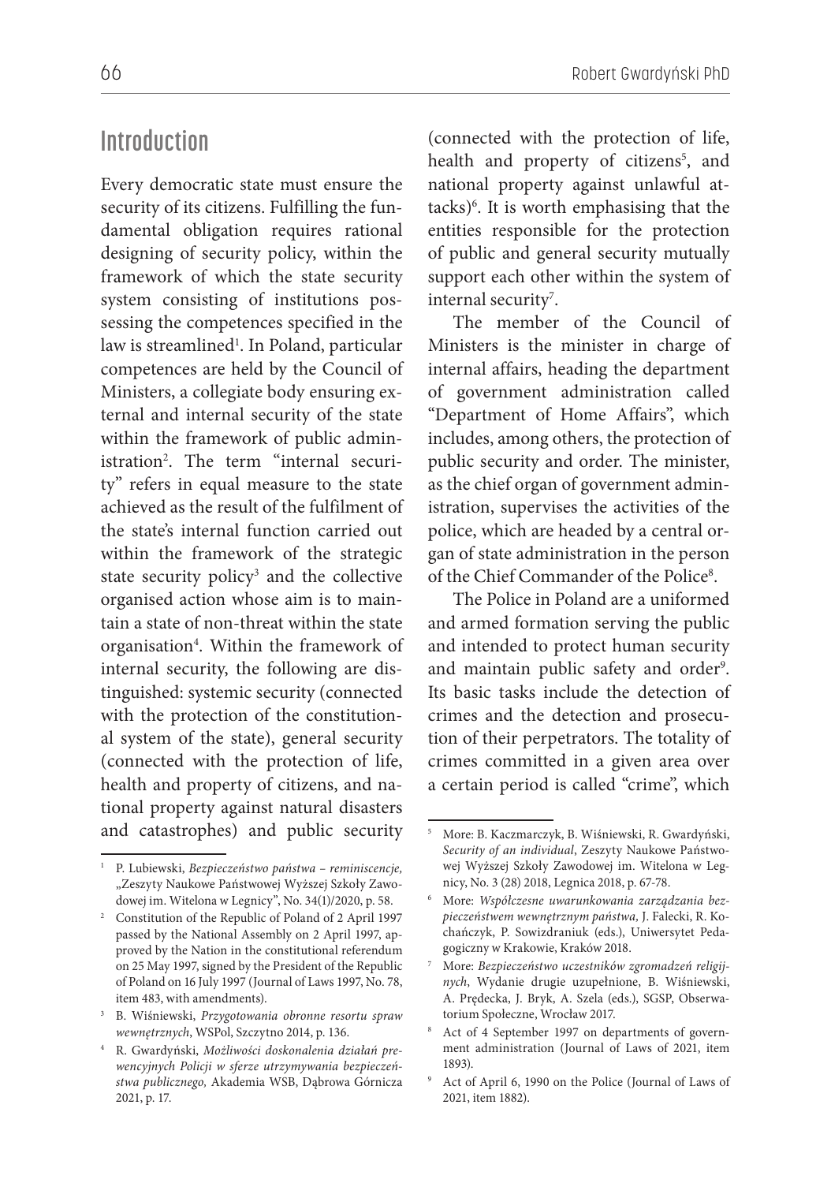## Introduction

Every democratic state must ensure the security of its citizens. Fulfilling the fundamental obligation requires rational designing of security policy, within the framework of which the state security system consisting of institutions possessing the competences specified in the law is streamlined[1]. In Poland, particular competences are held by the Council of Ministers, a collegiate body ensuring external and internal security of the state within the framework of public administration[2]. The term "internal security" refers in equal measure to the state achieved as the result of the fulfilment of the state's internal function carried out within the framework of the strategic state security policy[3] and the collective organised action whose aim is to maintain a state of non-threat within the state organisation[4]. Within the framework of internal security, the following are distinguished: systemic security (connected with the protection of the constitutional system of the state), general security (connected with the protection of life, health and property of citizens, and national property against natural disasters and catastrophes) and public security (connected with the protection of life, health and property of citizens[5], and national property against unlawful attacks)[6]. It is worth emphasising that the entities responsible for the protection of public and general security mutually support each other within the system of internal security[7].

The member of the Council of Ministers is the minister in charge of internal affairs, heading the department of government administration called "Department of Home Affairs", which includes, among others, the protection of public security and order. The minister, as the chief organ of government administration, supervises the activities of the police, which are headed by a central organ of state administration in the person of the Chief Commander of the Police[8].

The Police in Poland are a uniformed and armed formation serving the public and intended to protect human security and maintain public safety and order[9]. Its basic tasks include the detection of crimes and the detection and prosecution of their perpetrators. The totality of crimes committed in a given area over a certain period is called "crime", which

---

[1] P. Lubiewski, *Bezpieczeństwo państwa – reminiscencje,* „Zeszyty Naukowe Państwowej Wyższej Szkoły Zawodowej im. Witelona w Legnicy", No. 34(1)/2020, p. 58.

[2] Constitution of the Republic of Poland of 2 April 1997 passed by the National Assembly on 2 April 1997, approved by the Nation in the constitutional referendum on 25 May 1997, signed by the President of the Republic of Poland on 16 July 1997 (Journal of Laws 1997, No. 78, item 483, with amendments).

[3] B. Wiśniewski, *Przygotowania obronne resortu spraw wewnętrznych*, WSPol, Szczytno 2014, p. 136.

[4] R. Gwardyński, *Możliwości doskonalenia działań prewencyjnych Policji w sferze utrzymywania bezpieczeństwa publicznego,* Akademia WSB, Dąbrowa Górnicza 2021, p. 17.

[5] More: B. Kaczmarczyk, B. Wiśniewski, R. Gwardyński, *Security of an individual*, Zeszyty Naukowe Państwowej Wyższej Szkoły Zawodowej im. Witelona w Legnicy, No. 3 (28) 2018, Legnica 2018, p. 67-78.

[6] More: *Współczesne uwarunkowania zarządzania bezpieczeństwem wewnętrznym państwa,* J. Falecki, R. Kochańczyk, P. Sowizdraniuk (eds.), Uniwersytet Pedagogiczny w Krakowie, Kraków 2018.

[7] More: *Bezpieczeństwo uczestników zgromadzeń religijnych*, Wydanie drugie uzupełnione, B. Wiśniewski, A. Prędecka, J. Bryk, A. Szela (eds.), SGSP, Obserwatorium Społeczne, Wrocław 2017.

[8] Act of 4 September 1997 on departments of government administration (Journal of Laws of 2021, item 1893).

[9] Act of April 6, 1990 on the Police (Journal of Laws of 2021, item 1882).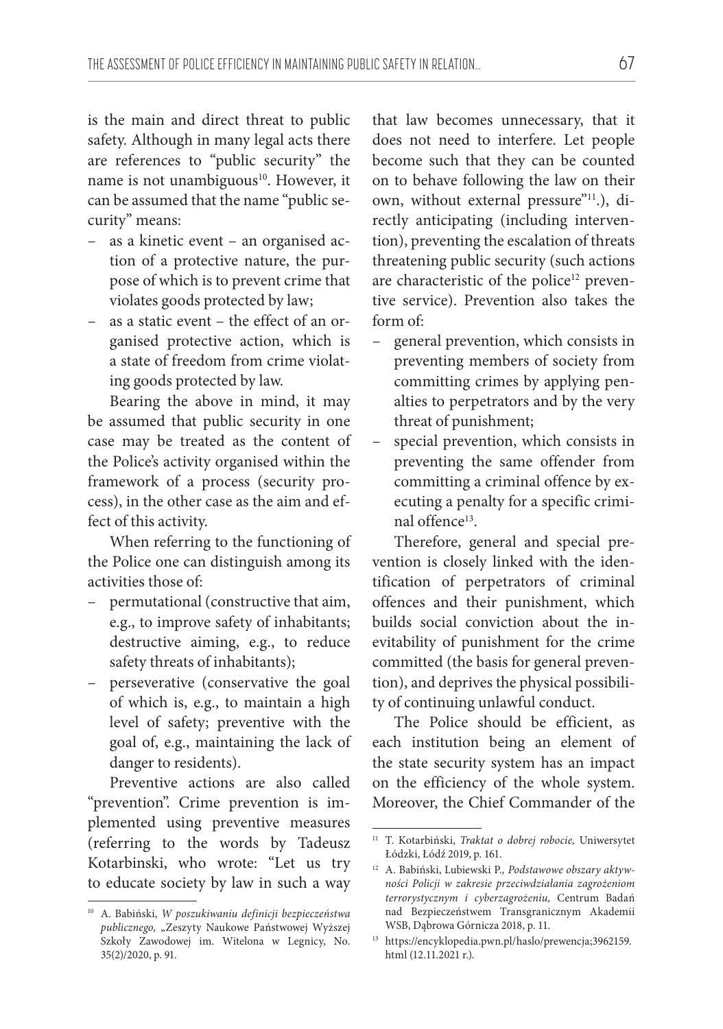is the main and direct threat to public safety. Although in many legal acts there are references to "public security" the name is not unambiguous[10]. However, it can be assumed that the name "public security" means:

- as a kinetic event – an organised action of a protective nature, the purpose of which is to prevent crime that violates goods protected by law;
- as a static event – the effect of an organised protective action, which is a state of freedom from crime violating goods protected by law.

Bearing the above in mind, it may be assumed that public security in one case may be treated as the content of the Police's activity organised within the framework of a process (security process), in the other case as the aim and effect of this activity.

When referring to the functioning of the Police one can distinguish among its activities those of:

- permutational (constructive that aim, e.g., to improve safety of inhabitants; destructive aiming, e.g., to reduce safety threats of inhabitants);
- perseverative (conservative the goal of which is, e.g., to maintain a high level of safety; preventive with the goal of, e.g., maintaining the lack of danger to residents).

Preventive actions are also called "prevention". Crime prevention is implemented using preventive measures (referring to the words by Tadeusz Kotarbinski, who wrote: "Let us try to educate society by law in such a way that law becomes unnecessary, that it does not need to interfere. Let people become such that they can be counted on to behave following the law on their own, without external pressure"[11].), directly anticipating (including intervention), preventing the escalation of threats threatening public security (such actions are characteristic of the police[12] preventive service). Prevention also takes the form of:

- general prevention, which consists in preventing members of society from committing crimes by applying penalties to perpetrators and by the very threat of punishment;
- special prevention, which consists in preventing the same offender from committing a criminal offence by executing a penalty for a specific criminal offence[13].

Therefore, general and special prevention is closely linked with the identification of perpetrators of criminal offences and their punishment, which builds social conviction about the inevitability of punishment for the crime committed (the basis for general prevention), and deprives the physical possibility of continuing unlawful conduct.

The Police should be efficient, as each institution being an element of the state security system has an impact on the efficiency of the whole system. Moreover, the Chief Commander of the

---

[10] A. Babiński, *W poszukiwaniu definicji bezpieczeństwa publicznego,* „Zeszyty Naukowe Państwowej Wyższej Szkoły Zawodowej im. Witelona w Legnicy, No. 35(2)/2020, p. 91.

[11] T. Kotarbiński, *Traktat o dobrej robocie,* Uniwersytet Łódzki, Łódź 2019, p. 161.

[12] A. Babiński, Lubiewski P.*, Podstawowe obszary aktywności Policji w zakresie przeciwdziałania zagrożeniom terrorystycznym i cyberzagrożeniu,* Centrum Badań nad Bezpieczeństwem Transgranicznym Akademii WSB, Dąbrowa Górnicza 2018, p. 11.

[13] https://encyklopedia.pwn.pl/haslo/prewencja;3962159.html (12.11.2021 r.).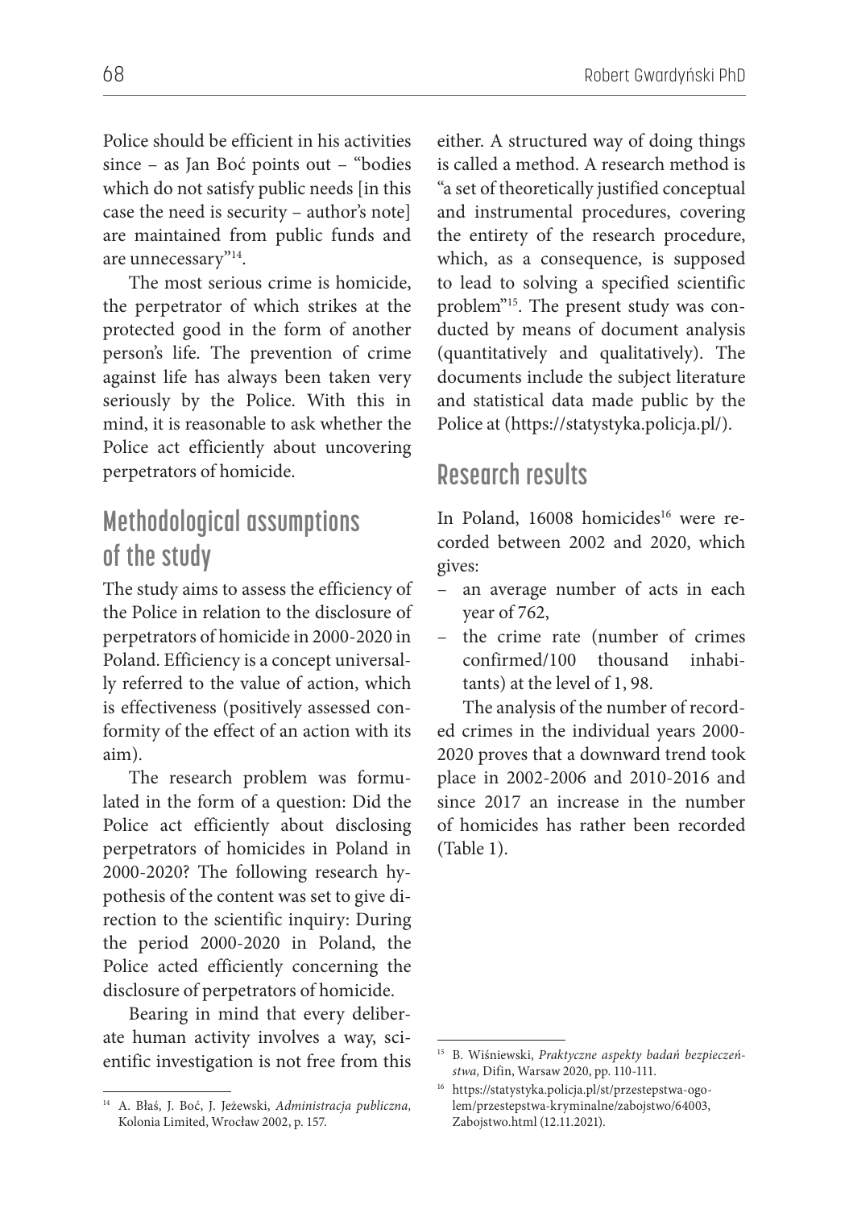Police should be efficient in his activities since – as Jan Boć points out – "bodies which do not satisfy public needs [in this case the need is security – author's note] are maintained from public funds and are unnecessary"[14].

The most serious crime is homicide, the perpetrator of which strikes at the protected good in the form of another person's life. The prevention of crime against life has always been taken very seriously by the Police. With this in mind, it is reasonable to ask whether the Police act efficiently about uncovering perpetrators of homicide.

## Methodological assumptions of the study

The study aims to assess the efficiency of the Police in relation to the disclosure of perpetrators of homicide in 2000-2020 in Poland. Efficiency is a concept universally referred to the value of action, which is effectiveness (positively assessed conformity of the effect of an action with its aim).

The research problem was formulated in the form of a question: Did the Police act efficiently about disclosing perpetrators of homicides in Poland in 2000-2020? The following research hypothesis of the content was set to give direction to the scientific inquiry: During the period 2000-2020 in Poland, the Police acted efficiently concerning the disclosure of perpetrators of homicide.

Bearing in mind that every deliberate human activity involves a way, scientific investigation is not free from this either. A structured way of doing things is called a method. A research method is "a set of theoretically justified conceptual and instrumental procedures, covering the entirety of the research procedure, which, as a consequence, is supposed to lead to solving a specified scientific problem"[15]. The present study was conducted by means of document analysis (quantitatively and qualitatively). The documents include the subject literature and statistical data made public by the Police at (https://statystyka.policja.pl/).

## Research results

In Poland, 16008 homicides[16] were recorded between 2002 and 2020, which gives:

- an average number of acts in each year of 762,
- the crime rate (number of crimes confirmed/100 thousand inhabitants) at the level of 1, 98.

The analysis of the number of recorded crimes in the individual years 2000-2020 proves that a downward trend took place in 2002-2006 and 2010-2016 and since 2017 an increase in the number of homicides has rather been recorded (Table 1).

---

[14] A. Błaś, J. Boć, J. Jeżewski, *Administracja publiczna*, Kolonia Limited, Wrocław 2002, p. 157.

[15] B. Wiśniewski, *Praktyczne aspekty badań bezpieczeństwa*, Difin, Warsaw 2020, pp. 110-111.

[16] https://statystyka.policja.pl/st/przestepstwa-ogolem/przestepstwa-kryminalne/zabojstwo/64003,Zabojstwo.html (12.11.2021).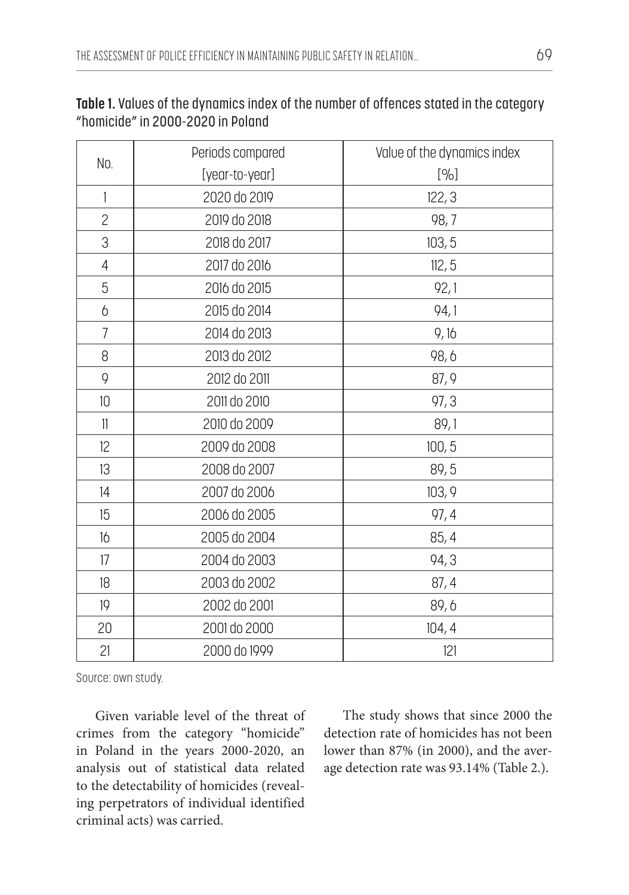**Table 1.** Values of the dynamics index of the number of offences stated in the category "homicide" in 2000-2020 in Poland

| No. | Periods compared [year-to-year] | Value of the dynamics index [%] |
|---|---|---|
| 1 | 2020 do 2019 | 122, 3 |
| 2 | 2019 do 2018 | 98, 7 |
| 3 | 2018 do 2017 | 103, 5 |
| 4 | 2017 do 2016 | 112, 5 |
| 5 | 2016 do 2015 | 92, 1 |
| 6 | 2015 do 2014 | 94, 1 |
| 7 | 2014 do 2013 | 9, 16 |
| 8 | 2013 do 2012 | 98, 6 |
| 9 | 2012 do 2011 | 87, 9 |
| 10 | 2011 do 2010 | 97, 3 |
| 11 | 2010 do 2009 | 89, 1 |
| 12 | 2009 do 2008 | 100, 5 |
| 13 | 2008 do 2007 | 89, 5 |
| 14 | 2007 do 2006 | 103, 9 |
| 15 | 2006 do 2005 | 97, 4 |
| 16 | 2005 do 2004 | 85, 4 |
| 17 | 2004 do 2003 | 94, 3 |
| 18 | 2003 do 2002 | 87, 4 |
| 19 | 2002 do 2001 | 89, 6 |
| 20 | 2001 do 2000 | 104, 4 |
| 21 | 2000 do 1999 | 121 |

Source: own study.

Given variable level of the threat of crimes from the category "homicide" in Poland in the years 2000-2020, an analysis out of statistical data related to the detectability of homicides (revealing perpetrators of individual identified criminal acts) was carried.

The study shows that since 2000 the detection rate of homicides has not been lower than 87% (in 2000), and the average detection rate was 93.14% (Table 2.).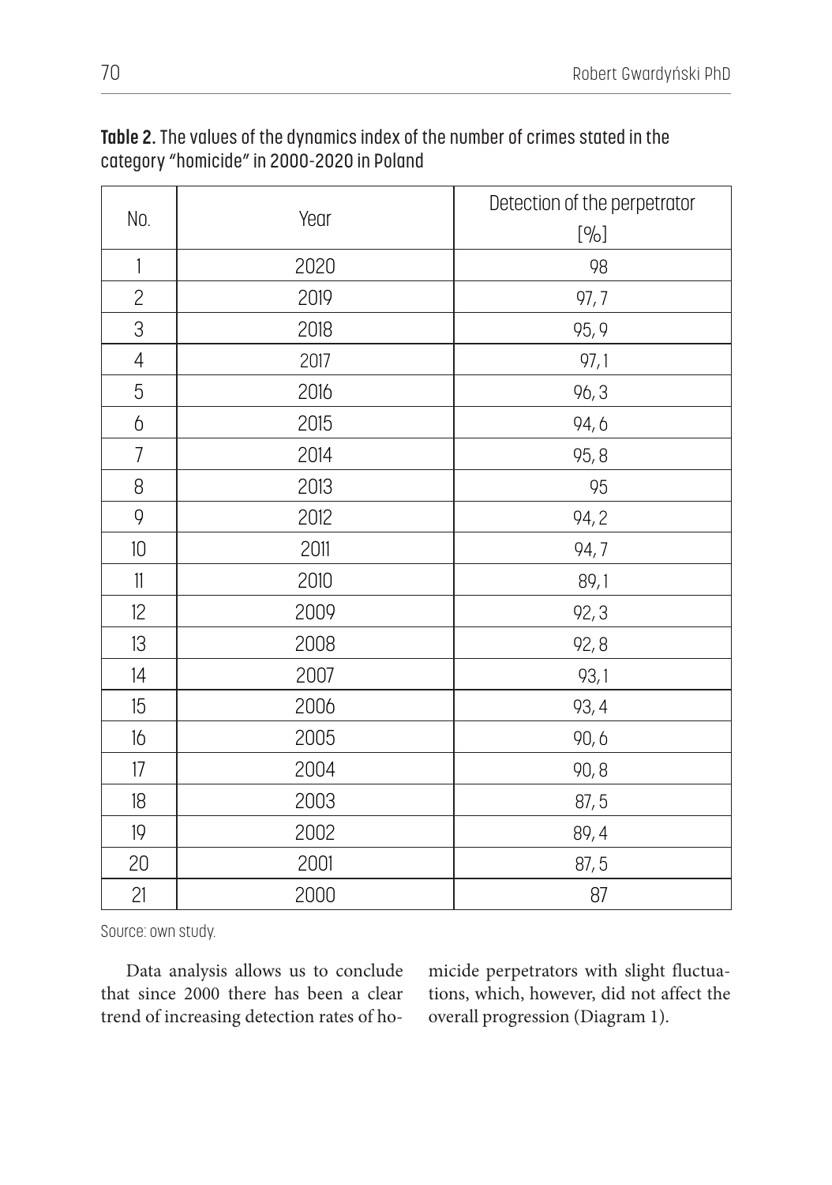**Table 2.** The values of the dynamics index of the number of crimes stated in the category "homicide" in 2000-2020 in Poland

| No. | Year | Detection of the perpetrator [%] |
|---|---|---|
| 1 | 2020 | 98 |
| 2 | 2019 | 97, 7 |
| 3 | 2018 | 95, 9 |
| 4 | 2017 | 97, 1 |
| 5 | 2016 | 96, 3 |
| 6 | 2015 | 94, 6 |
| 7 | 2014 | 95, 8 |
| 8 | 2013 | 95 |
| 9 | 2012 | 94, 2 |
| 10 | 2011 | 94, 7 |
| 11 | 2010 | 89, 1 |
| 12 | 2009 | 92, 3 |
| 13 | 2008 | 92, 8 |
| 14 | 2007 | 93, 1 |
| 15 | 2006 | 93, 4 |
| 16 | 2005 | 90, 6 |
| 17 | 2004 | 90, 8 |
| 18 | 2003 | 87, 5 |
| 19 | 2002 | 89, 4 |
| 20 | 2001 | 87, 5 |
| 21 | 2000 | 87 |

Source: own study.

Data analysis allows us to conclude that since 2000 there has been a clear trend of increasing detection rates of homicide perpetrators with slight fluctuations, which, however, did not affect the overall progression (Diagram 1).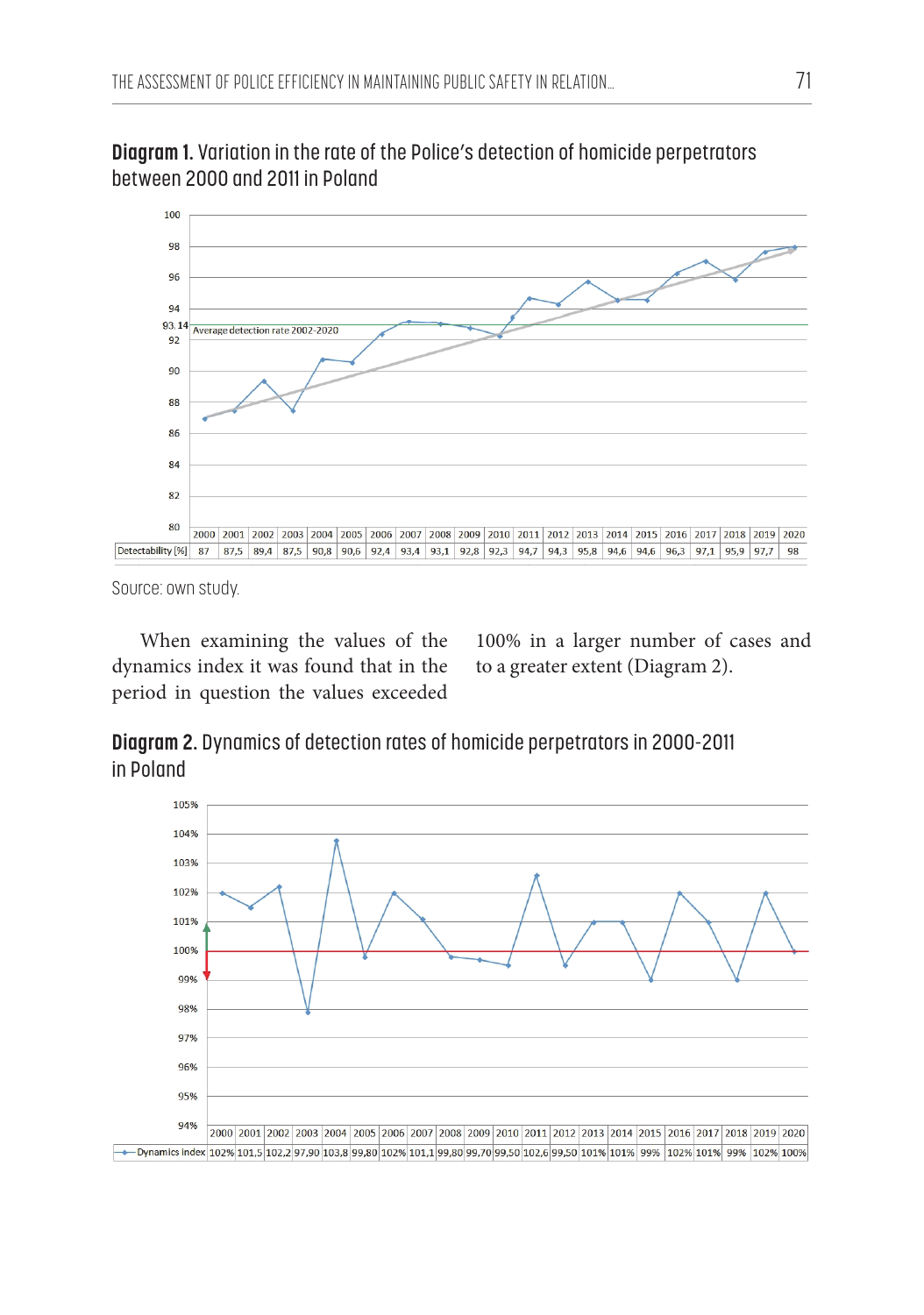**Diagram 1.** Variation in the rate of the Police's detection of homicide perpetrators between 2000 and 2011 in Poland

| | 2000 | 2001 | 2002 | 2003 | 2004 | 2005 | 2006 | 2007 | 2008 | 2009 | 2010 | 2011 | 2012 | 2013 | 2014 | 2015 | 2016 | 2017 | 2018 | 2019 | 2020 |
|---|---|---|---|---|---|---|---|---|---|---|---|---|---|---|---|---|---|---|---|---|---|
| Detectability [%] | 87 | 87,5 | 89,4 | 87,5 | 90,8 | 90,6 | 92,4 | 93,4 | 93,1 | 92,8 | 92,3 | 94,7 | 94,3 | 95,8 | 94,6 | 94,6 | 96,3 | 97,1 | 95,9 | 97,7 | 98 |

Average detection rate 2002-2020: 93.14

Source: own study.

When examining the values of the dynamics index it was found that in the period in question the values exceeded 100% in a larger number of cases and to a greater extent (Diagram 2).

**Diagram 2.** Dynamics of detection rates of homicide perpetrators in 2000-2011 in Poland

| | 2000 | 2001 | 2002 | 2003 | 2004 | 2005 | 2006 | 2007 | 2008 | 2009 | 2010 | 2011 | 2012 | 2013 | 2014 | 2015 | 2016 | 2017 | 2018 | 2019 | 2020 |
|---|---|---|---|---|---|---|---|---|---|---|---|---|---|---|---|---|---|---|---|---|---|
| Dynamics index | 102% | 101,5 | 102,2 | 97,90 | 103,8 | 99,80 | 102% | 101,1 | 99,80 | 99,70 | 99,50 | 102,6 | 99,50 | 101% | 101% | 99% | 102% | 101% | 99% | 102% | 100% |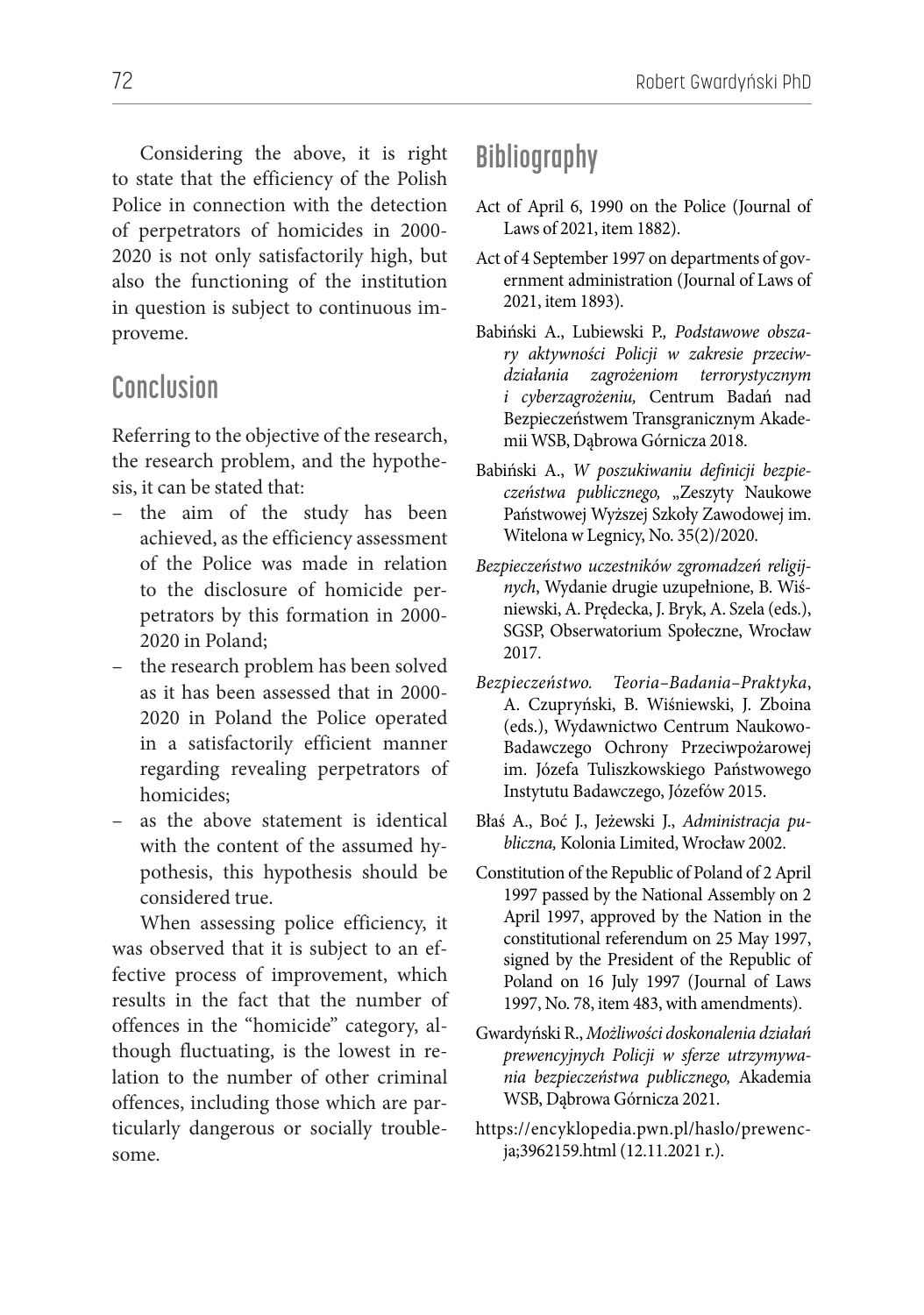Considering the above, it is right to state that the efficiency of the Polish Police in connection with the detection of perpetrators of homicides in 2000-2020 is not only satisfactorily high, but also the functioning of the institution in question is subject to continuous improveme.

## Conclusion

Referring to the objective of the research, the research problem, and the hypothesis, it can be stated that:

- the aim of the study has been achieved, as the efficiency assessment of the Police was made in relation to the disclosure of homicide perpetrators by this formation in 2000-2020 in Poland;
- the research problem has been solved as it has been assessed that in 2000-2020 in Poland the Police operated in a satisfactorily efficient manner regarding revealing perpetrators of homicides;
- as the above statement is identical with the content of the assumed hypothesis, this hypothesis should be considered true.

When assessing police efficiency, it was observed that it is subject to an effective process of improvement, which results in the fact that the number of offences in the "homicide" category, although fluctuating, is the lowest in relation to the number of other criminal offences, including those which are particularly dangerous or socially troublesome.

## Bibliography

Act of April 6, 1990 on the Police (Journal of Laws of 2021, item 1882).

Act of 4 September 1997 on departments of government administration (Journal of Laws of 2021, item 1893).

Babiński A., Lubiewski P., *Podstawowe obszary aktywności Policji w zakresie przeciwdziałania zagrożeniom terrorystycznym i cyberzagrożeniu,* Centrum Badań nad Bezpieczeństwem Transgranicznym Akademii WSB, Dąbrowa Górnicza 2018.

Babiński A., *W poszukiwaniu definicji bezpieczeństwa publicznego,* „Zeszyty Naukowe Państwowej Wyższej Szkoły Zawodowej im. Witelona w Legnicy, No. 35(2)/2020.

*Bezpieczeństwo uczestników zgromadzeń religijnych*, Wydanie drugie uzupełnione, B. Wiśniewski, A. Prędecka, J. Bryk, A. Szela (eds.), SGSP, Obserwatorium Społeczne, Wrocław 2017.

*Bezpieczeństwo. Teoria–Badania–Praktyka*, A. Czupryński, B. Wiśniewski, J. Zboina (eds.), Wydawnictwo Centrum Naukowo-Badawczego Ochrony Przeciwpożarowej im. Józefa Tuliszkowskiego Państwowego Instytutu Badawczego, Józefów 2015.

Błaś A., Boć J., Jeżewski J., *Administracja publiczna,* Kolonia Limited, Wrocław 2002.

Constitution of the Republic of Poland of 2 April 1997 passed by the National Assembly on 2 April 1997, approved by the Nation in the constitutional referendum on 25 May 1997, signed by the President of the Republic of Poland on 16 July 1997 (Journal of Laws 1997, No. 78, item 483, with amendments).

Gwardyński R., *Możliwości doskonalenia działań prewencyjnych Policji w sferze utrzymywania bezpieczeństwa publicznego,* Akademia WSB, Dąbrowa Górnicza 2021.

https://encyklopedia.pwn.pl/haslo/prewencja;3962159.html (12.11.2021 r.).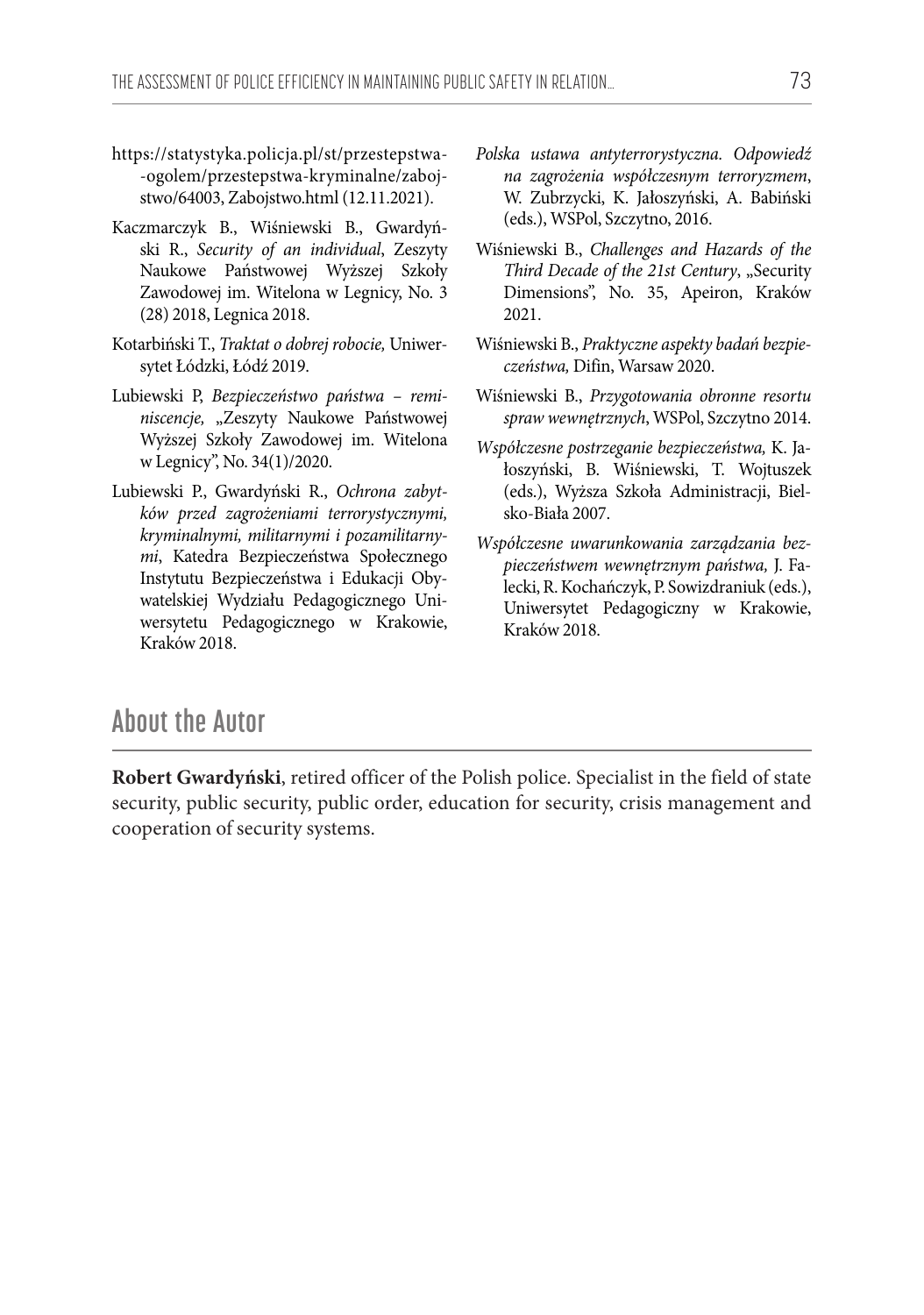https://statystyka.policja.pl/st/przestepstwa-ogolem/przestepstwa-kryminalne/zabojstwo/64003, Zabojstwo.html (12.11.2021).

Kaczmarczyk B., Wiśniewski B., Gwardyński R., *Security of an individual*, Zeszyty Naukowe Państwowej Wyższej Szkoły Zawodowej im. Witelona w Legnicy, No. 3 (28) 2018, Legnica 2018.

Kotarbiński T., *Traktat o dobrej robocie,* Uniwersytet Łódzki, Łódź 2019.

Lubiewski P, *Bezpieczeństwo państwa – reminiscencje,* „Zeszyty Naukowe Państwowej Wyższej Szkoły Zawodowej im. Witelona w Legnicy", No. 34(1)/2020.

Lubiewski P., Gwardyński R., *Ochrona zabytków przed zagrożeniami terrorystycznymi, kryminalnymi, militarnymi i pozamilitarnymi*, Katedra Bezpieczeństwa Społecznego Instytutu Bezpieczeństwa i Edukacji Obywatelskiej Wydziału Pedagogicznego Uniwersytetu Pedagogicznego w Krakowie, Kraków 2018.

*Polska ustawa antyterrorystyczna. Odpowiedź na zagrożenia współczesnym terroryzmem*, W. Zubrzycki, K. Jałoszyński, A. Babiński (eds.), WSPol, Szczytno, 2016.

Wiśniewski B., *Challenges and Hazards of the Third Decade of the 21st Century*, „Security Dimensions", No. 35, Apeiron, Kraków 2021.

Wiśniewski B., *Praktyczne aspekty badań bezpieczeństwa,* Difin, Warsaw 2020.

Wiśniewski B., *Przygotowania obronne resortu spraw wewnętrznych*, WSPol, Szczytno 2014.

*Współczesne postrzeganie bezpieczeństwa,* K. Jałoszyński, B. Wiśniewski, T. Wojtuszek (eds.), Wyższa Szkoła Administracji, Bielsko-Biała 2007.

*Współczesne uwarunkowania zarządzania bezpieczeństwem wewnętrznym państwa,* J. Falecki, R. Kochańczyk, P. Sowizdraniuk (eds.), Uniwersytet Pedagogiczny w Krakowie, Kraków 2018.

## About the Autor

**Robert Gwardyński**, retired officer of the Polish police. Specialist in the field of state security, public security, public order, education for security, crisis management and cooperation of security systems.